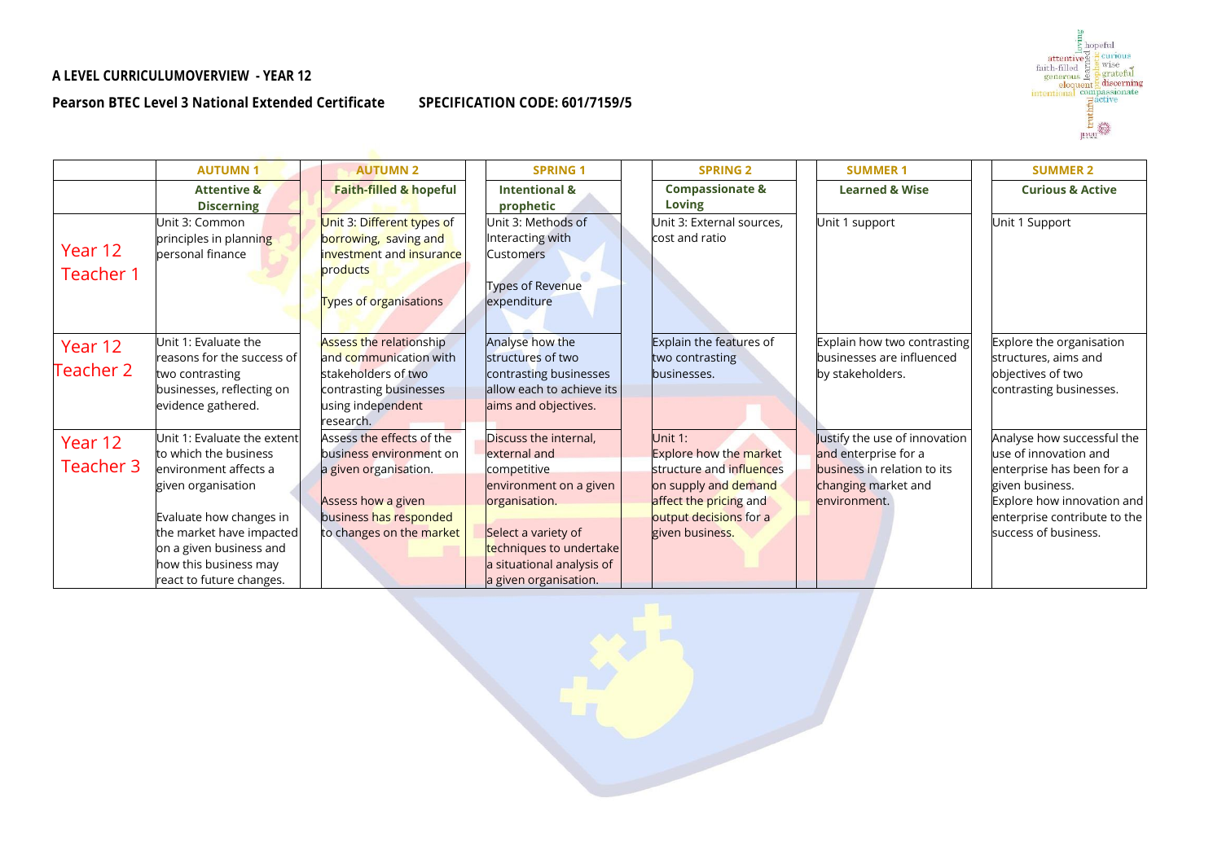**A LEVEL CURRICULUMOVERVIEW - YEAR 12**

**Pearson BTEC Level 3 National Extended Certificate SPECIFICATION CODE: 601/7159/5**

| | AUTUMN 1 | AUTUMN 2 | SPRING 1 | SPRING 2 | SUMMER 1 | SUMMER 2 |
|---|---|---|---|---|---|---|
| | Attentive & Discerning | Faith-filled & hopeful | Intentional & prophetic | Compassionate & Loving | Learned & Wise | Curious & Active |
| Year 12 Teacher 1 | Unit 3: Common principles in planning personal finance | Unit 3: Different types of borrowing, saving and investment and insurance products<br><br>Types of organisations | Unit 3: Methods of Interacting with Customers<br><br>Types of Revenue expenditure | Unit 3: External sources, cost and ratio | Unit 1 support | Unit 1 Support |
| Year 12 Teacher 2 | Unit 1: Evaluate the reasons for the success of two contrasting businesses, reflecting on evidence gathered. | Assess the relationship and communication with stakeholders of two contrasting businesses using independent research. | Analyse how the structures of two contrasting businesses allow each to achieve its aims and objectives. | Explain the features of two contrasting businesses. | Explain how two contrasting businesses are influenced by stakeholders. | Explore the organisation structures, aims and objectives of two contrasting businesses. |
| Year 12 Teacher 3 | Unit 1: Evaluate the extent to which the business environment affects a given organisation<br><br>Evaluate how changes in the market have impacted on a given business and how this business may react to future changes. | Assess the effects of the business environment on a given organisation.<br><br>Assess how a given business has responded to changes on the market | Discuss the internal, external and competitive environment on a given organisation.<br><br>Select a variety of techniques to undertake a situational analysis of a given organisation. | Unit 1:<br>Explore how the market structure and influences on supply and demand affect the pricing and output decisions for a given business. | Justify the use of innovation and enterprise for a business in relation to its changing market and environment. | Analyse how successful the use of innovation and enterprise has been for a given business.<br>Explore how innovation and enterprise contribute to the success of business. |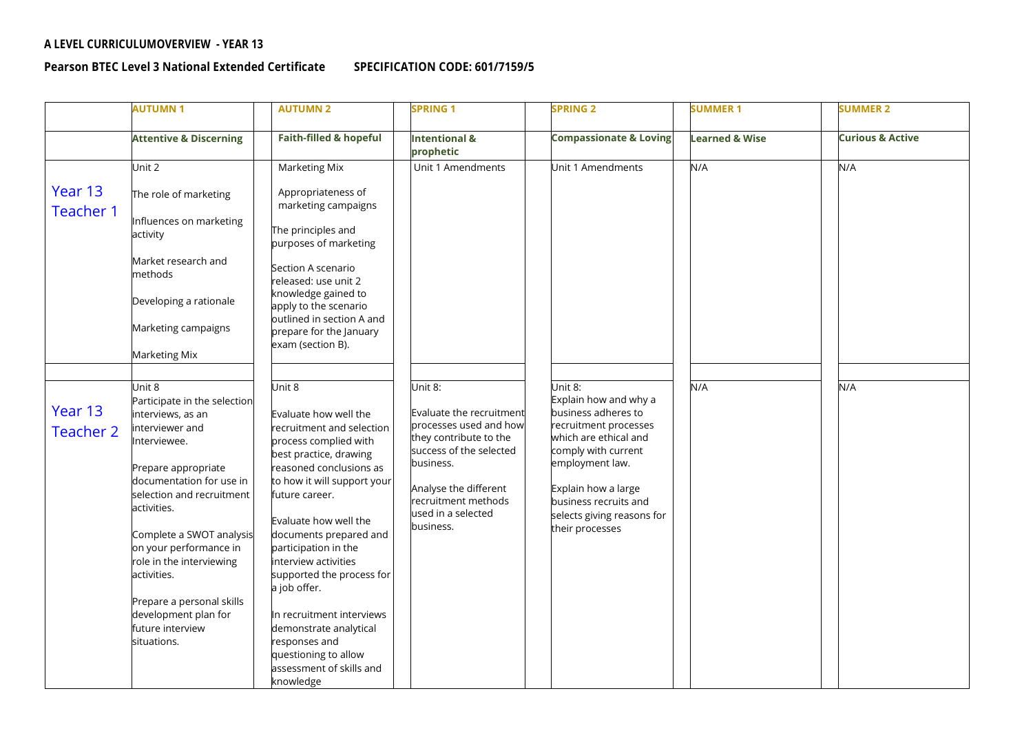**A LEVEL CURRICULUMOVERVIEW - YEAR 13**

**Pearson BTEC Level 3 National Extended Certificate SPECIFICATION CODE: 601/7159/5**

| | **AUTUMN 1** | **AUTUMN 2** | **SPRING 1** | **SPRING 2** | **SUMMER 1** | **SUMMER 2** |
|---|---|---|---|---|---|---|
| | **Attentive & Discerning** | **Faith-filled & hopeful** | **Intentional & prophetic** | **Compassionate & Loving** | **Learned & Wise** | **Curious & Active** |
| Year 13 Teacher 1 | Unit 2<br><br>The role of marketing<br><br>Influences on marketing activity<br><br>Market research and methods<br><br>Developing a rationale<br><br>Marketing campaigns<br><br>Marketing Mix | Marketing Mix<br><br>Appropriateness of marketing campaigns<br><br>The principles and purposes of marketing<br><br>Section A scenario released: use unit 2 knowledge gained to apply to the scenario outlined in section A and prepare for the January exam (section B). | Unit 1 Amendments | Unit 1 Amendments | N/A | N/A |
| Year 13 Teacher 2 | Unit 8<br>Participate in the selection interviews, as an interviewer and Interviewee.<br><br>Prepare appropriate documentation for use in selection and recruitment activities.<br><br>Complete a SWOT analysis on your performance in role in the interviewing activities.<br><br>Prepare a personal skills development plan for future interview situations. | Unit 8<br><br>Evaluate how well the recruitment and selection process complied with best practice, drawing reasoned conclusions as to how it will support your future career.<br><br>Evaluate how well the documents prepared and participation in the interview activities supported the process for a job offer.<br><br>In recruitment interviews demonstrate analytical responses and questioning to allow assessment of skills and knowledge | Unit 8:<br><br>Evaluate the recruitment processes used and how they contribute to the success of the selected business.<br><br>Analyse the different recruitment methods used in a selected business. | Unit 8:<br>Explain how and why a business adheres to recruitment processes which are ethical and comply with current employment law.<br><br>Explain how a large business recruits and selects giving reasons for their processes | N/A | N/A |